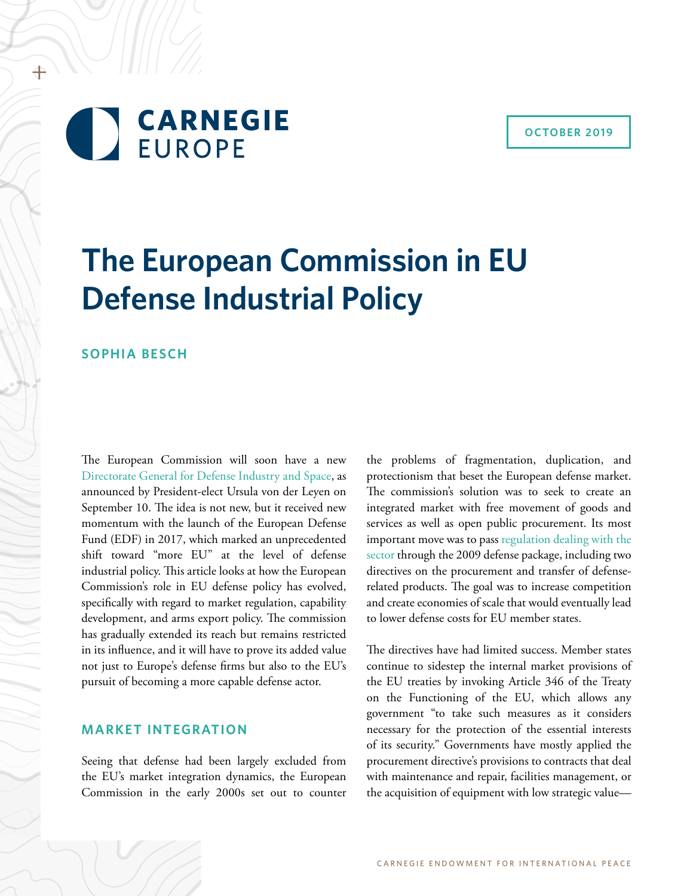CARNEGIE EUROPE

OCTOBER 2019

# The European Commission in EU Defense Industrial Policy

**SOPHIA BESCH**

The European Commission will soon have a new Directorate General for Defense Industry and Space, as announced by President-elect Ursula von der Leyen on September 10. The idea is not new, but it received new momentum with the launch of the European Defense Fund (EDF) in 2017, which marked an unprecedented shift toward "more EU" at the level of defense industrial policy. This article looks at how the European Commission's role in EU defense policy has evolved, specifically with regard to market regulation, capability development, and arms export policy. The commission has gradually extended its reach but remains restricted in its influence, and it will have to prove its added value not just to Europe's defense firms but also to the EU's pursuit of becoming a more capable defense actor.

## MARKET INTEGRATION

Seeing that defense had been largely excluded from the EU's market integration dynamics, the European Commission in the early 2000s set out to counter the problems of fragmentation, duplication, and protectionism that beset the European defense market. The commission's solution was to seek to create an integrated market with free movement of goods and services as well as open public procurement. Its most important move was to pass regulation dealing with the sector through the 2009 defense package, including two directives on the procurement and transfer of defense-related products. The goal was to increase competition and create economies of scale that would eventually lead to lower defense costs for EU member states.

The directives have had limited success. Member states continue to sidestep the internal market provisions of the EU treaties by invoking Article 346 of the Treaty on the Functioning of the EU, which allows any government "to take such measures as it considers necessary for the protection of the essential interests of its security." Governments have mostly applied the procurement directive's provisions to contracts that deal with maintenance and repair, facilities management, or the acquisition of equipment with low strategic value—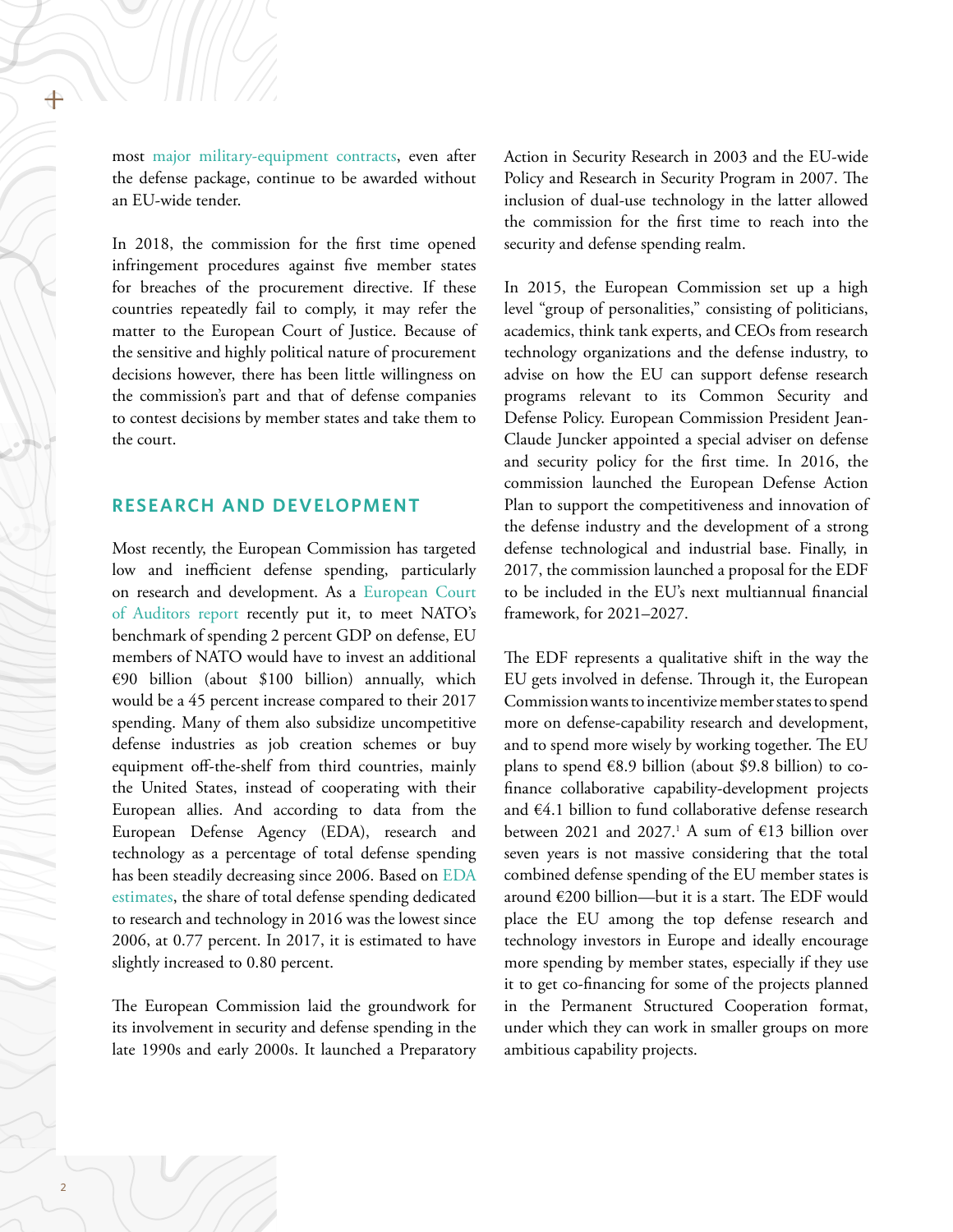most major military-equipment contracts, even after the defense package, continue to be awarded without an EU-wide tender.

In 2018, the commission for the first time opened infringement procedures against five member states for breaches of the procurement directive. If these countries repeatedly fail to comply, it may refer the matter to the European Court of Justice. Because of the sensitive and highly political nature of procurement decisions however, there has been little willingness on the commission's part and that of defense companies to contest decisions by member states and take them to the court.

## RESEARCH AND DEVELOPMENT

Most recently, the European Commission has targeted low and inefficient defense spending, particularly on research and development. As a European Court of Auditors report recently put it, to meet NATO's benchmark of spending 2 percent GDP on defense, EU members of NATO would have to invest an additional €90 billion (about $100 billion) annually, which would be a 45 percent increase compared to their 2017 spending. Many of them also subsidize uncompetitive defense industries as job creation schemes or buy equipment off-the-shelf from third countries, mainly the United States, instead of cooperating with their European allies. And according to data from the European Defense Agency (EDA), research and technology as a percentage of total defense spending has been steadily decreasing since 2006. Based on EDA estimates, the share of total defense spending dedicated to research and technology in 2016 was the lowest since 2006, at 0.77 percent. In 2017, it is estimated to have slightly increased to 0.80 percent.

The European Commission laid the groundwork for its involvement in security and defense spending in the late 1990s and early 2000s. It launched a Preparatory Action in Security Research in 2003 and the EU-wide Policy and Research in Security Program in 2007. The inclusion of dual-use technology in the latter allowed the commission for the first time to reach into the security and defense spending realm.

In 2015, the European Commission set up a high level "group of personalities," consisting of politicians, academics, think tank experts, and CEOs from research technology organizations and the defense industry, to advise on how the EU can support defense research programs relevant to its Common Security and Defense Policy. European Commission President Jean-Claude Juncker appointed a special adviser on defense and security policy for the first time. In 2016, the commission launched the European Defense Action Plan to support the competitiveness and innovation of the defense industry and the development of a strong defense technological and industrial base. Finally, in 2017, the commission launched a proposal for the EDF to be included in the EU's next multiannual financial framework, for 2021–2027.

The EDF represents a qualitative shift in the way the EU gets involved in defense. Through it, the European Commission wants to incentivize member states to spend more on defense-capability research and development, and to spend more wisely by working together. The EU plans to spend €8.9 billion (about $9.8 billion) to co-finance collaborative capability-development projects and €4.1 billion to fund collaborative defense research between 2021 and 2027.[1] A sum of €13 billion over seven years is not massive considering that the total combined defense spending of the EU member states is around €200 billion—but it is a start. The EDF would place the EU among the top defense research and technology investors in Europe and ideally encourage more spending by member states, especially if they use it to get co-financing for some of the projects planned in the Permanent Structured Cooperation format, under which they can work in smaller groups on more ambitious capability projects.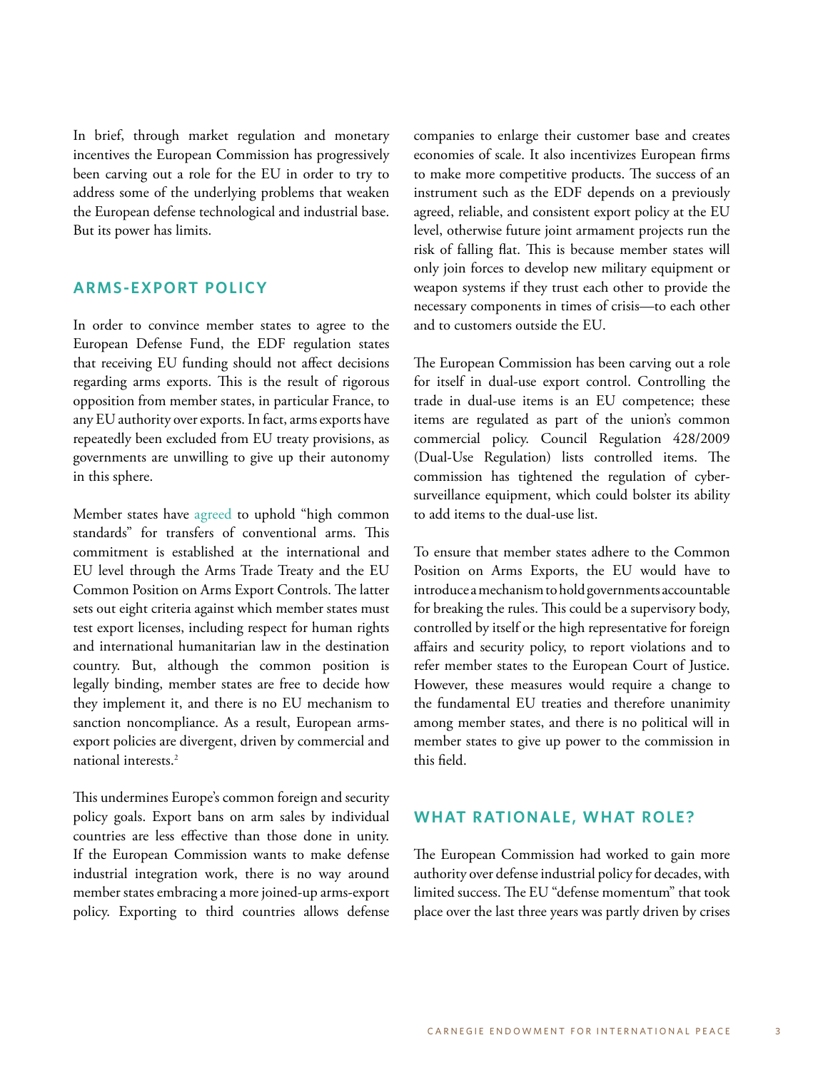In brief, through market regulation and monetary incentives the European Commission has progressively been carving out a role for the EU in order to try to address some of the underlying problems that weaken the European defense technological and industrial base. But its power has limits.

## ARMS-EXPORT POLICY

In order to convince member states to agree to the European Defense Fund, the EDF regulation states that receiving EU funding should not affect decisions regarding arms exports. This is the result of rigorous opposition from member states, in particular France, to any EU authority over exports. In fact, arms exports have repeatedly been excluded from EU treaty provisions, as governments are unwilling to give up their autonomy in this sphere.

Member states have agreed to uphold "high common standards" for transfers of conventional arms. This commitment is established at the international and EU level through the Arms Trade Treaty and the EU Common Position on Arms Export Controls. The latter sets out eight criteria against which member states must test export licenses, including respect for human rights and international humanitarian law in the destination country. But, although the common position is legally binding, member states are free to decide how they implement it, and there is no EU mechanism to sanction noncompliance. As a result, European arms-export policies are divergent, driven by commercial and national interests.[2]

This undermines Europe's common foreign and security policy goals. Export bans on arm sales by individual countries are less effective than those done in unity. If the European Commission wants to make defense industrial integration work, there is no way around member states embracing a more joined-up arms-export policy. Exporting to third countries allows defense companies to enlarge their customer base and creates economies of scale. It also incentivizes European firms to make more competitive products. The success of an instrument such as the EDF depends on a previously agreed, reliable, and consistent export policy at the EU level, otherwise future joint armament projects run the risk of falling flat. This is because member states will only join forces to develop new military equipment or weapon systems if they trust each other to provide the necessary components in times of crisis—to each other and to customers outside the EU.

The European Commission has been carving out a role for itself in dual-use export control. Controlling the trade in dual-use items is an EU competence; these items are regulated as part of the union's common commercial policy. Council Regulation 428/2009 (Dual-Use Regulation) lists controlled items. The commission has tightened the regulation of cyber-surveillance equipment, which could bolster its ability to add items to the dual-use list.

To ensure that member states adhere to the Common Position on Arms Exports, the EU would have to introduce a mechanism to hold governments accountable for breaking the rules. This could be a supervisory body, controlled by itself or the high representative for foreign affairs and security policy, to report violations and to refer member states to the European Court of Justice. However, these measures would require a change to the fundamental EU treaties and therefore unanimity among member states, and there is no political will in member states to give up power to the commission in this field.

## WHAT RATIONALE, WHAT ROLE?

The European Commission had worked to gain more authority over defense industrial policy for decades, with limited success. The EU "defense momentum" that took place over the last three years was partly driven by crises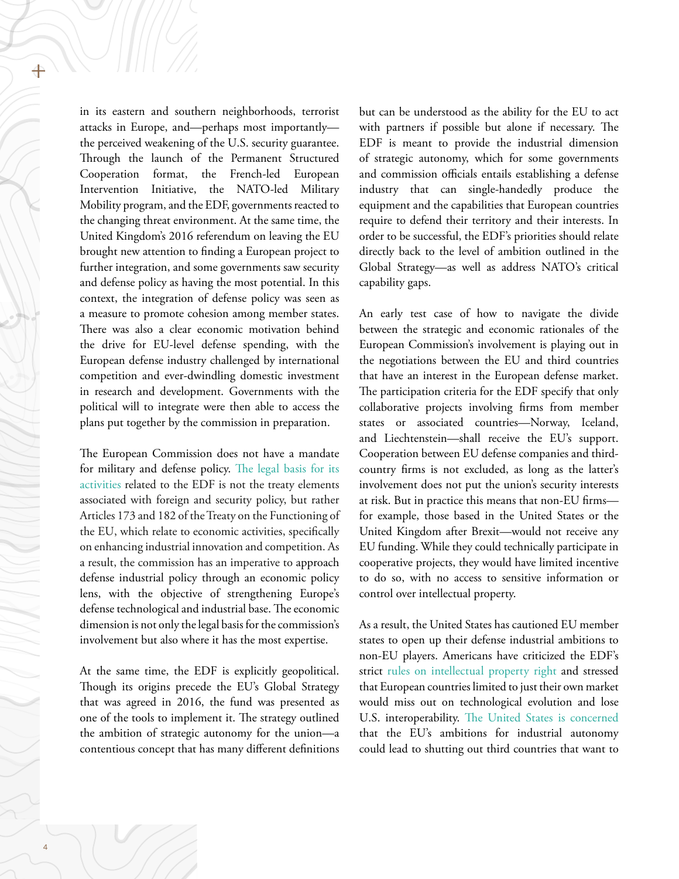in its eastern and southern neighborhoods, terrorist attacks in Europe, and—perhaps most importantly—the perceived weakening of the U.S. security guarantee. Through the launch of the Permanent Structured Cooperation format, the French-led European Intervention Initiative, the NATO-led Military Mobility program, and the EDF, governments reacted to the changing threat environment. At the same time, the United Kingdom's 2016 referendum on leaving the EU brought new attention to finding a European project to further integration, and some governments saw security and defense policy as having the most potential. In this context, the integration of defense policy was seen as a measure to promote cohesion among member states. There was also a clear economic motivation behind the drive for EU-level defense spending, with the European defense industry challenged by international competition and ever-dwindling domestic investment in research and development. Governments with the political will to integrate were then able to access the plans put together by the commission in preparation.

The European Commission does not have a mandate for military and defense policy. The legal basis for its activities related to the EDF is not the treaty elements associated with foreign and security policy, but rather Articles 173 and 182 of the Treaty on the Functioning of the EU, which relate to economic activities, specifically on enhancing industrial innovation and competition. As a result, the commission has an imperative to approach defense industrial policy through an economic policy lens, with the objective of strengthening Europe's defense technological and industrial base. The economic dimension is not only the legal basis for the commission's involvement but also where it has the most expertise.

At the same time, the EDF is explicitly geopolitical. Though its origins precede the EU's Global Strategy that was agreed in 2016, the fund was presented as one of the tools to implement it. The strategy outlined the ambition of strategic autonomy for the union—a contentious concept that has many different definitions but can be understood as the ability for the EU to act with partners if possible but alone if necessary. The EDF is meant to provide the industrial dimension of strategic autonomy, which for some governments and commission officials entails establishing a defense industry that can single-handedly produce the equipment and the capabilities that European countries require to defend their territory and their interests. In order to be successful, the EDF's priorities should relate directly back to the level of ambition outlined in the Global Strategy—as well as address NATO's critical capability gaps.

An early test case of how to navigate the divide between the strategic and economic rationales of the European Commission's involvement is playing out in the negotiations between the EU and third countries that have an interest in the European defense market. The participation criteria for the EDF specify that only collaborative projects involving firms from member states or associated countries—Norway, Iceland, and Liechtenstein—shall receive the EU's support. Cooperation between EU defense companies and third-country firms is not excluded, as long as the latter's involvement does not put the union's security interests at risk. But in practice this means that non-EU firms—for example, those based in the United States or the United Kingdom after Brexit—would not receive any EU funding. While they could technically participate in cooperative projects, they would have limited incentive to do so, with no access to sensitive information or control over intellectual property.

As a result, the United States has cautioned EU member states to open up their defense industrial ambitions to non-EU players. Americans have criticized the EDF's strict rules on intellectual property right and stressed that European countries limited to just their own market would miss out on technological evolution and lose U.S. interoperability. The United States is concerned that the EU's ambitions for industrial autonomy could lead to shutting out third countries that want to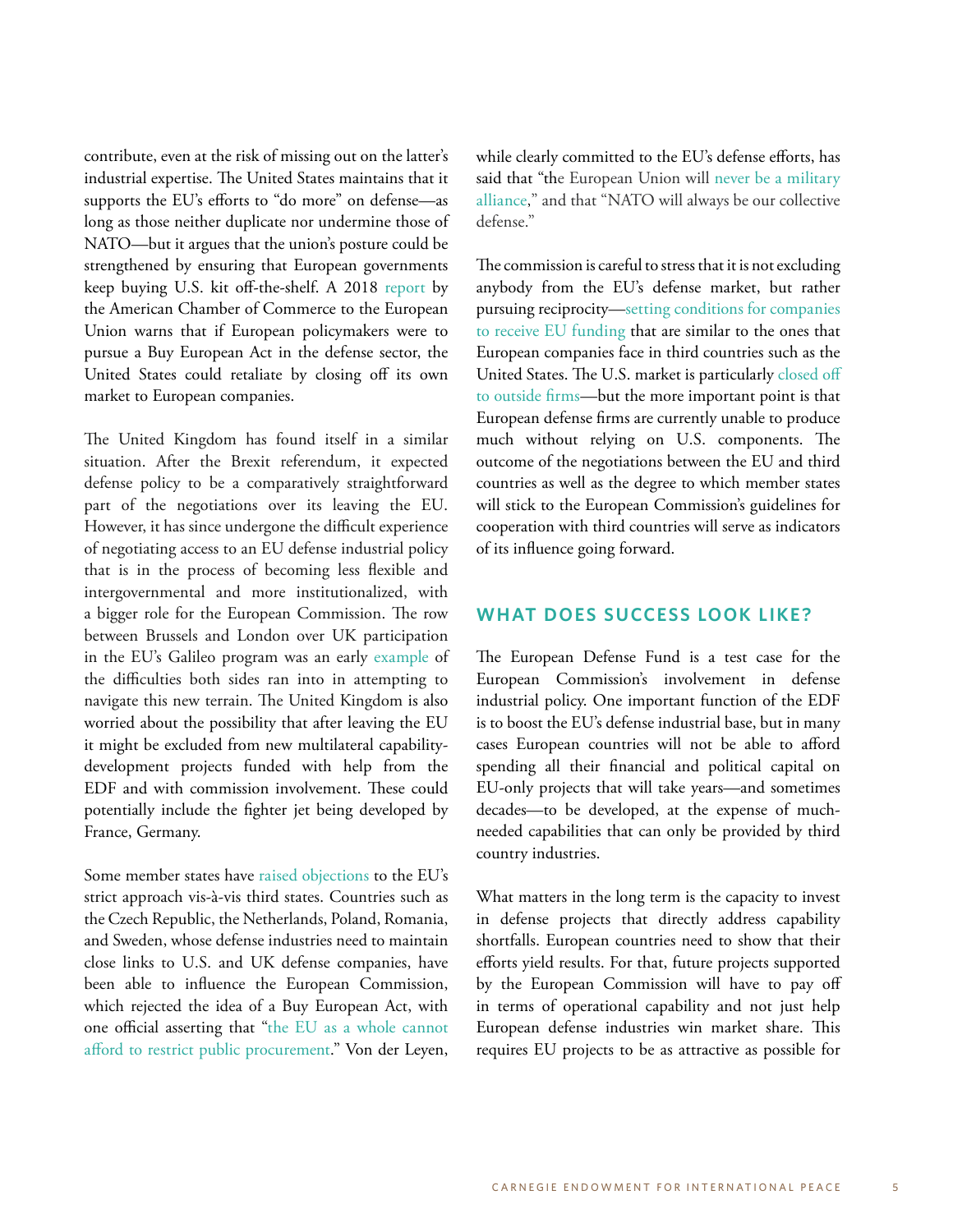contribute, even at the risk of missing out on the latter's industrial expertise. The United States maintains that it supports the EU's efforts to "do more" on defense—as long as those neither duplicate nor undermine those of NATO—but it argues that the union's posture could be strengthened by ensuring that European governments keep buying U.S. kit off-the-shelf. A 2018 report by the American Chamber of Commerce to the European Union warns that if European policymakers were to pursue a Buy European Act in the defense sector, the United States could retaliate by closing off its own market to European companies.

The United Kingdom has found itself in a similar situation. After the Brexit referendum, it expected defense policy to be a comparatively straightforward part of the negotiations over its leaving the EU. However, it has since undergone the difficult experience of negotiating access to an EU defense industrial policy that is in the process of becoming less flexible and intergovernmental and more institutionalized, with a bigger role for the European Commission. The row between Brussels and London over UK participation in the EU's Galileo program was an early example of the difficulties both sides ran into in attempting to navigate this new terrain. The United Kingdom is also worried about the possibility that after leaving the EU it might be excluded from new multilateral capability-development projects funded with help from the EDF and with commission involvement. These could potentially include the fighter jet being developed by France, Germany.

Some member states have raised objections to the EU's strict approach vis-à-vis third states. Countries such as the Czech Republic, the Netherlands, Poland, Romania, and Sweden, whose defense industries need to maintain close links to U.S. and UK defense companies, have been able to influence the European Commission, which rejected the idea of a Buy European Act, with one official asserting that "the EU as a whole cannot afford to restrict public procurement." Von der Leyen, while clearly committed to the EU's defense efforts, has said that "the European Union will never be a military alliance," and that "NATO will always be our collective defense."

The commission is careful to stress that it is not excluding anybody from the EU's defense market, but rather pursuing reciprocity—setting conditions for companies to receive EU funding that are similar to the ones that European companies face in third countries such as the United States. The U.S. market is particularly closed off to outside firms—but the more important point is that European defense firms are currently unable to produce much without relying on U.S. components. The outcome of the negotiations between the EU and third countries as well as the degree to which member states will stick to the European Commission's guidelines for cooperation with third countries will serve as indicators of its influence going forward.

## WHAT DOES SUCCESS LOOK LIKE?

The European Defense Fund is a test case for the European Commission's involvement in defense industrial policy. One important function of the EDF is to boost the EU's defense industrial base, but in many cases European countries will not be able to afford spending all their financial and political capital on EU-only projects that will take years—and sometimes decades—to be developed, at the expense of much-needed capabilities that can only be provided by third country industries.

What matters in the long term is the capacity to invest in defense projects that directly address capability shortfalls. European countries need to show that their efforts yield results. For that, future projects supported by the European Commission will have to pay off in terms of operational capability and not just help European defense industries win market share. This requires EU projects to be as attractive as possible for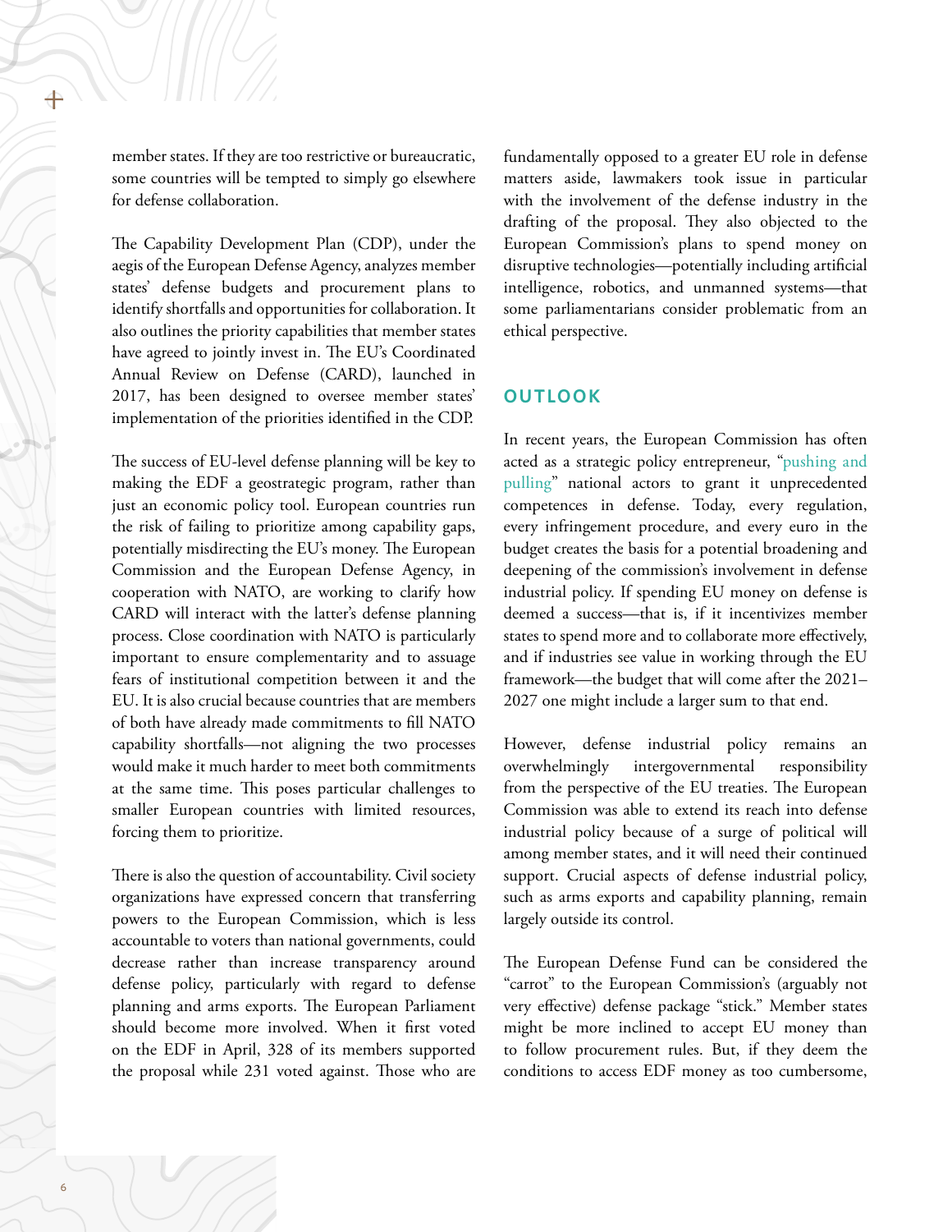member states. If they are too restrictive or bureaucratic, some countries will be tempted to simply go elsewhere for defense collaboration.

The Capability Development Plan (CDP), under the aegis of the European Defense Agency, analyzes member states' defense budgets and procurement plans to identify shortfalls and opportunities for collaboration. It also outlines the priority capabilities that member states have agreed to jointly invest in. The EU's Coordinated Annual Review on Defense (CARD), launched in 2017, has been designed to oversee member states' implementation of the priorities identified in the CDP.

The success of EU-level defense planning will be key to making the EDF a geostrategic program, rather than just an economic policy tool. European countries run the risk of failing to prioritize among capability gaps, potentially misdirecting the EU's money. The European Commission and the European Defense Agency, in cooperation with NATO, are working to clarify how CARD will interact with the latter's defense planning process. Close coordination with NATO is particularly important to ensure complementarity and to assuage fears of institutional competition between it and the EU. It is also crucial because countries that are members of both have already made commitments to fill NATO capability shortfalls—not aligning the two processes would make it much harder to meet both commitments at the same time. This poses particular challenges to smaller European countries with limited resources, forcing them to prioritize.

There is also the question of accountability. Civil society organizations have expressed concern that transferring powers to the European Commission, which is less accountable to voters than national governments, could decrease rather than increase transparency around defense policy, particularly with regard to defense planning and arms exports. The European Parliament should become more involved. When it first voted on the EDF in April, 328 of its members supported the proposal while 231 voted against. Those who are fundamentally opposed to a greater EU role in defense matters aside, lawmakers took issue in particular with the involvement of the defense industry in the drafting of the proposal. They also objected to the European Commission's plans to spend money on disruptive technologies—potentially including artificial intelligence, robotics, and unmanned systems—that some parliamentarians consider problematic from an ethical perspective.

## OUTLOOK

In recent years, the European Commission has often acted as a strategic policy entrepreneur, "pushing and pulling" national actors to grant it unprecedented competences in defense. Today, every regulation, every infringement procedure, and every euro in the budget creates the basis for a potential broadening and deepening of the commission's involvement in defense industrial policy. If spending EU money on defense is deemed a success—that is, if it incentivizes member states to spend more and to collaborate more effectively, and if industries see value in working through the EU framework—the budget that will come after the 2021–2027 one might include a larger sum to that end.

However, defense industrial policy remains an overwhelmingly intergovernmental responsibility from the perspective of the EU treaties. The European Commission was able to extend its reach into defense industrial policy because of a surge of political will among member states, and it will need their continued support. Crucial aspects of defense industrial policy, such as arms exports and capability planning, remain largely outside its control.

The European Defense Fund can be considered the "carrot" to the European Commission's (arguably not very effective) defense package "stick." Member states might be more inclined to accept EU money than to follow procurement rules. But, if they deem the conditions to access EDF money as too cumbersome,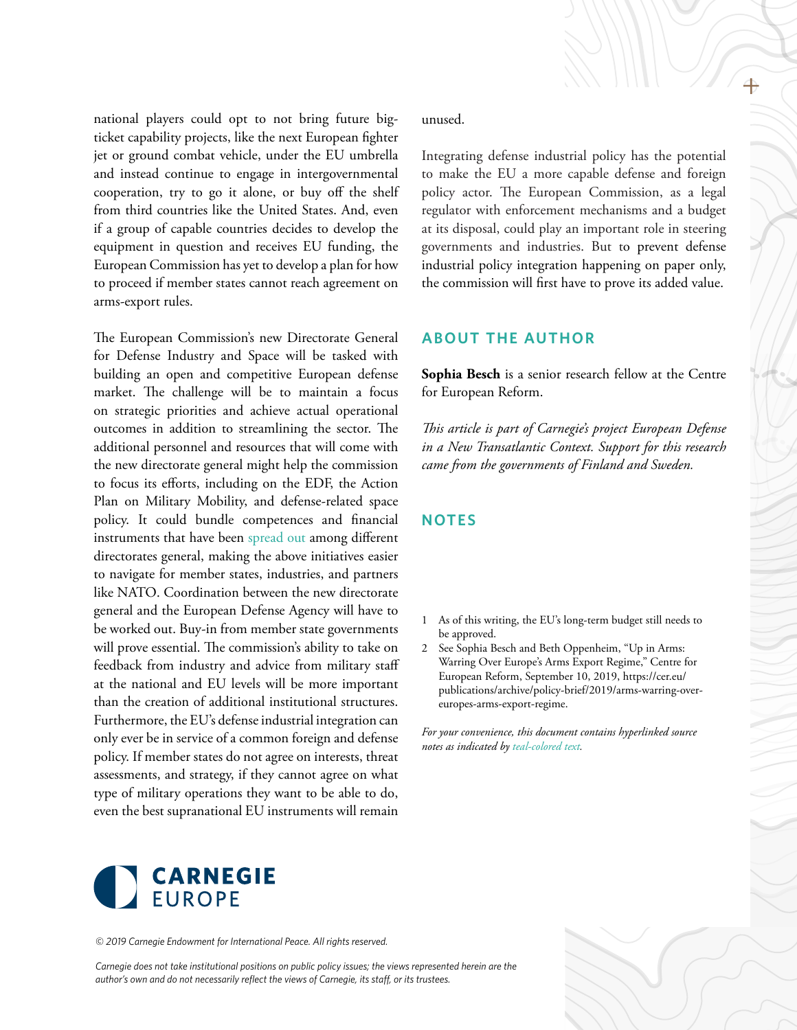national players could opt to not bring future big-ticket capability projects, like the next European fighter jet or ground combat vehicle, under the EU umbrella and instead continue to engage in intergovernmental cooperation, try to go it alone, or buy off the shelf from third countries like the United States. And, even if a group of capable countries decides to develop the equipment in question and receives EU funding, the European Commission has yet to develop a plan for how to proceed if member states cannot reach agreement on arms-export rules.

The European Commission's new Directorate General for Defense Industry and Space will be tasked with building an open and competitive European defense market. The challenge will be to maintain a focus on strategic priorities and achieve actual operational outcomes in addition to streamlining the sector. The additional personnel and resources that will come with the new directorate general might help the commission to focus its efforts, including on the EDF, the Action Plan on Military Mobility, and defense-related space policy. It could bundle competences and financial instruments that have been spread out among different directorates general, making the above initiatives easier to navigate for member states, industries, and partners like NATO. Coordination between the new directorate general and the European Defense Agency will have to be worked out. Buy-in from member state governments will prove essential. The commission's ability to take on feedback from industry and advice from military staff at the national and EU levels will be more important than the creation of additional institutional structures. Furthermore, the EU's defense industrial integration can only ever be in service of a common foreign and defense policy. If member states do not agree on interests, threat assessments, and strategy, if they cannot agree on what type of military operations they want to be able to do, even the best supranational EU instruments will remain unused.

Integrating defense industrial policy has the potential to make the EU a more capable defense and foreign policy actor. The European Commission, as a legal regulator with enforcement mechanisms and a budget at its disposal, could play an important role in steering governments and industries. But to prevent defense industrial policy integration happening on paper only, the commission will first have to prove its added value.

## ABOUT THE AUTHOR

**Sophia Besch** is a senior research fellow at the Centre for European Reform.

*This article is part of Carnegie's project European Defense in a New Transatlantic Context. Support for this research came from the governments of Finland and Sweden.*

## NOTES

1. As of this writing, the EU's long-term budget still needs to be approved.
2. See Sophia Besch and Beth Oppenheim, "Up in Arms: Warring Over Europe's Arms Export Regime," Centre for European Reform, September 10, 2019, https://cer.eu/publications/archive/policy-brief/2019/arms-warring-over-europes-arms-export-regime.

*For your convenience, this document contains hyperlinked source notes as indicated by teal-colored text.*

CARNEGIE EUROPE

*© 2019 Carnegie Endowment for International Peace. All rights reserved.*

*Carnegie does not take institutional positions on public policy issues; the views represented herein are the author's own and do not necessarily reflect the views of Carnegie, its staff, or its trustees.*